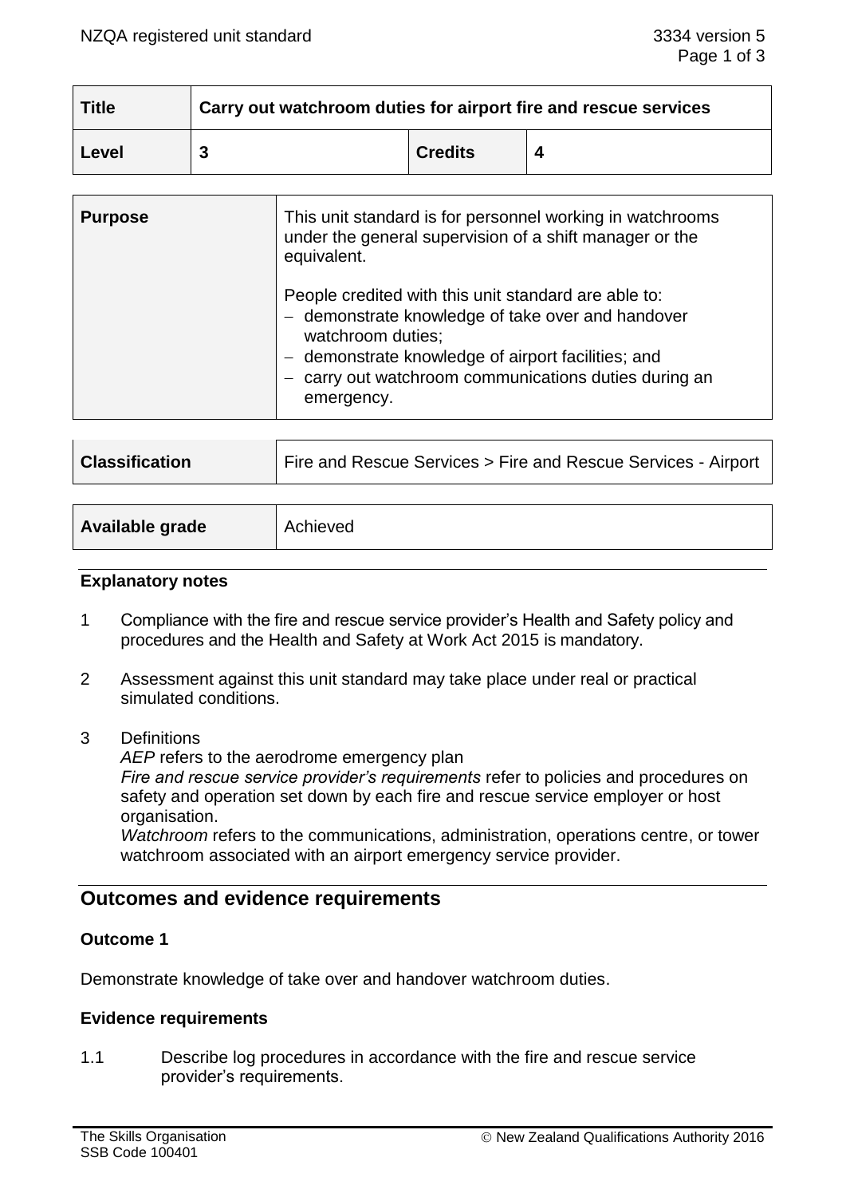| Title | Carry out watchroom duties for airport fire and rescue services | | |
|---|---|---|---|
| Level | 3 | Credits | 4 |

| Purpose | This unit standard is for personnel working in watchrooms under the general supervision of a shift manager or the equivalent.<br><br>People credited with this unit standard are able to:<br>– demonstrate knowledge of take over and handover watchroom duties;<br>– demonstrate knowledge of airport facilities; and<br>– carry out watchroom communications duties during an emergency. |
|---|---|

| Classification | Fire and Rescue Services > Fire and Rescue Services - Airport |
|---|---|

| Available grade | Achieved |
|---|---|

### Explanatory notes

1 Compliance with the fire and rescue service provider's Health and Safety policy and procedures and the Health and Safety at Work Act 2015 is mandatory.

2 Assessment against this unit standard may take place under real or practical simulated conditions.

3 Definitions
*AEP* refers to the aerodrome emergency plan
*Fire and rescue service provider's requirements* refer to policies and procedures on safety and operation set down by each fire and rescue service employer or host organisation.
*Watchroom* refers to the communications, administration, operations centre, or tower watchroom associated with an airport emergency service provider.

## Outcomes and evidence requirements

### Outcome 1

Demonstrate knowledge of take over and handover watchroom duties.

### Evidence requirements

1.1 Describe log procedures in accordance with the fire and rescue service provider's requirements.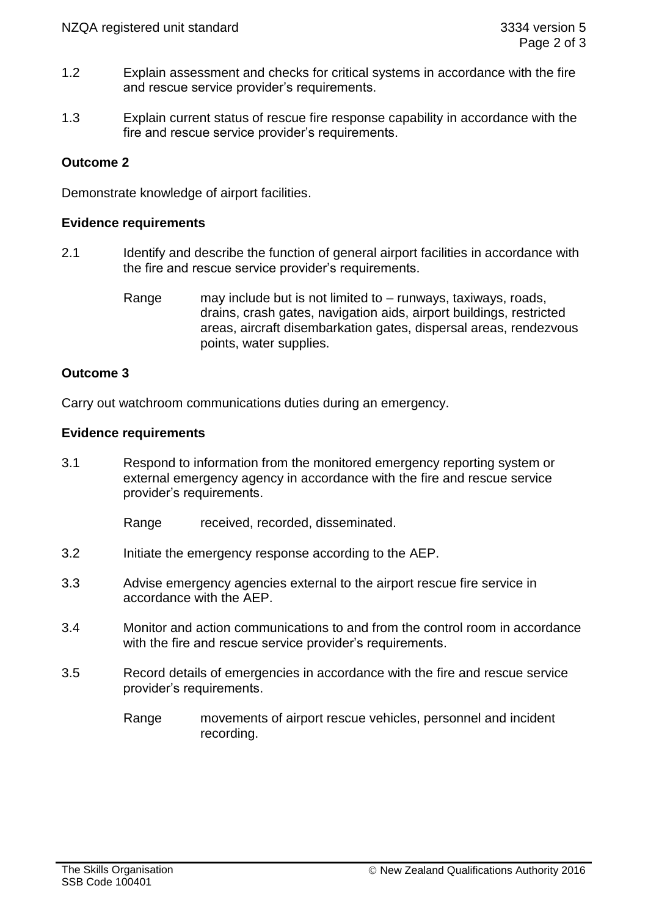1.2 Explain assessment and checks for critical systems in accordance with the fire and rescue service provider's requirements.

1.3 Explain current status of rescue fire response capability in accordance with the fire and rescue service provider's requirements.

**Outcome 2**

Demonstrate knowledge of airport facilities.

**Evidence requirements**

2.1 Identify and describe the function of general airport facilities in accordance with the fire and rescue service provider's requirements.

Range may include but is not limited to – runways, taxiways, roads, drains, crash gates, navigation aids, airport buildings, restricted areas, aircraft disembarkation gates, dispersal areas, rendezvous points, water supplies.

**Outcome 3**

Carry out watchroom communications duties during an emergency.

**Evidence requirements**

3.1 Respond to information from the monitored emergency reporting system or external emergency agency in accordance with the fire and rescue service provider's requirements.

Range received, recorded, disseminated.

3.2 Initiate the emergency response according to the AEP.

3.3 Advise emergency agencies external to the airport rescue fire service in accordance with the AEP.

3.4 Monitor and action communications to and from the control room in accordance with the fire and rescue service provider's requirements.

3.5 Record details of emergencies in accordance with the fire and rescue service provider's requirements.

Range movements of airport rescue vehicles, personnel and incident recording.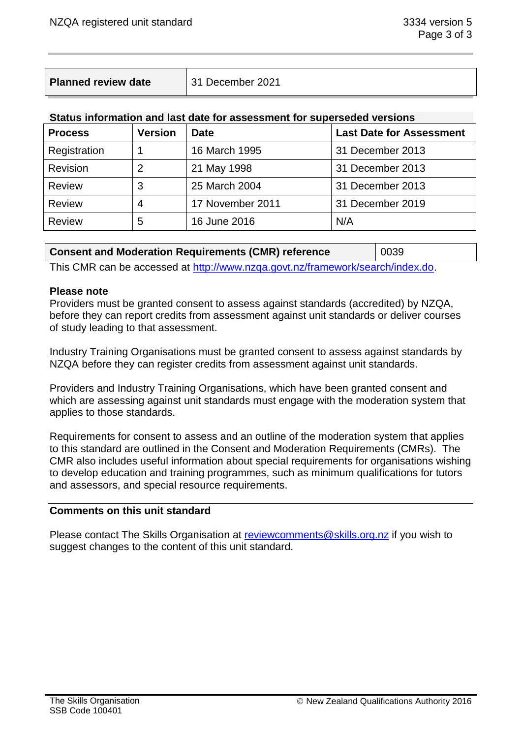| Planned review date | 31 December 2021 |
|---|---|

**Status information and last date for assessment for superseded versions**

| Process | Version | Date | Last Date for Assessment |
|---|---|---|---|
| Registration | 1 | 16 March 1995 | 31 December 2013 |
| Revision | 2 | 21 May 1998 | 31 December 2013 |
| Review | 3 | 25 March 2004 | 31 December 2013 |
| Review | 4 | 17 November 2011 | 31 December 2019 |
| Review | 5 | 16 June 2016 | N/A |

| Consent and Moderation Requirements (CMR) reference | 0039 |
|---|---|

This CMR can be accessed at http://www.nzqa.govt.nz/framework/search/index.do.

**Please note**

Providers must be granted consent to assess against standards (accredited) by NZQA, before they can report credits from assessment against unit standards or deliver courses of study leading to that assessment.

Industry Training Organisations must be granted consent to assess against standards by NZQA before they can register credits from assessment against unit standards.

Providers and Industry Training Organisations, which have been granted consent and which are assessing against unit standards must engage with the moderation system that applies to those standards.

Requirements for consent to assess and an outline of the moderation system that applies to this standard are outlined in the Consent and Moderation Requirements (CMRs). The CMR also includes useful information about special requirements for organisations wishing to develop education and training programmes, such as minimum qualifications for tutors and assessors, and special resource requirements.

**Comments on this unit standard**

Please contact The Skills Organisation at reviewcomments@skills.org.nz if you wish to suggest changes to the content of this unit standard.